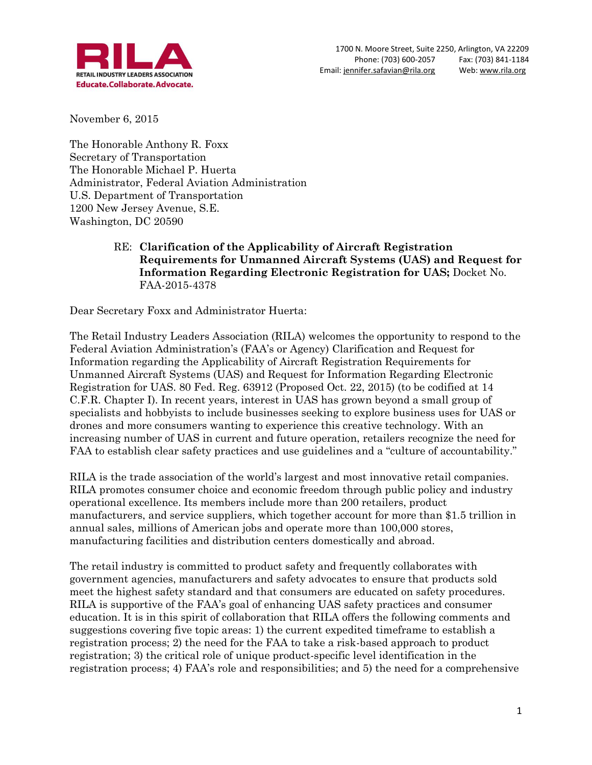**RILA**
RETAIL INDUSTRY LEADERS ASSOCIATION
Educate.Collaborate.Advocate.

1700 N. Moore Street, Suite 2250, Arlington, VA 22209
Phone: (703) 600-2057 Fax: (703) 841-1184
Email: jennifer.safavian@rila.org Web: www.rila.org

November 6, 2015

The Honorable Anthony R. Foxx
Secretary of Transportation
The Honorable Michael P. Huerta
Administrator, Federal Aviation Administration
U.S. Department of Transportation
1200 New Jersey Avenue, S.E.
Washington, DC 20590

RE: **Clarification of the Applicability of Aircraft Registration Requirements for Unmanned Aircraft Systems (UAS) and Request for Information Regarding Electronic Registration for UAS;** Docket No. FAA-2015-4378

Dear Secretary Foxx and Administrator Huerta:

The Retail Industry Leaders Association (RILA) welcomes the opportunity to respond to the Federal Aviation Administration's (FAA's or Agency) Clarification and Request for Information regarding the Applicability of Aircraft Registration Requirements for Unmanned Aircraft Systems (UAS) and Request for Information Regarding Electronic Registration for UAS. 80 Fed. Reg. 63912 (Proposed Oct. 22, 2015) (to be codified at 14 C.F.R. Chapter I). In recent years, interest in UAS has grown beyond a small group of specialists and hobbyists to include businesses seeking to explore business uses for UAS or drones and more consumers wanting to experience this creative technology. With an increasing number of UAS in current and future operation, retailers recognize the need for FAA to establish clear safety practices and use guidelines and a "culture of accountability."

RILA is the trade association of the world's largest and most innovative retail companies. RILA promotes consumer choice and economic freedom through public policy and industry operational excellence. Its members include more than 200 retailers, product manufacturers, and service suppliers, which together account for more than $1.5 trillion in annual sales, millions of American jobs and operate more than 100,000 stores, manufacturing facilities and distribution centers domestically and abroad.

The retail industry is committed to product safety and frequently collaborates with government agencies, manufacturers and safety advocates to ensure that products sold meet the highest safety standard and that consumers are educated on safety procedures. RILA is supportive of the FAA's goal of enhancing UAS safety practices and consumer education. It is in this spirit of collaboration that RILA offers the following comments and suggestions covering five topic areas: 1) the current expedited timeframe to establish a registration process; 2) the need for the FAA to take a risk-based approach to product registration; 3) the critical role of unique product-specific level identification in the registration process; 4) FAA's role and responsibilities; and 5) the need for a comprehensive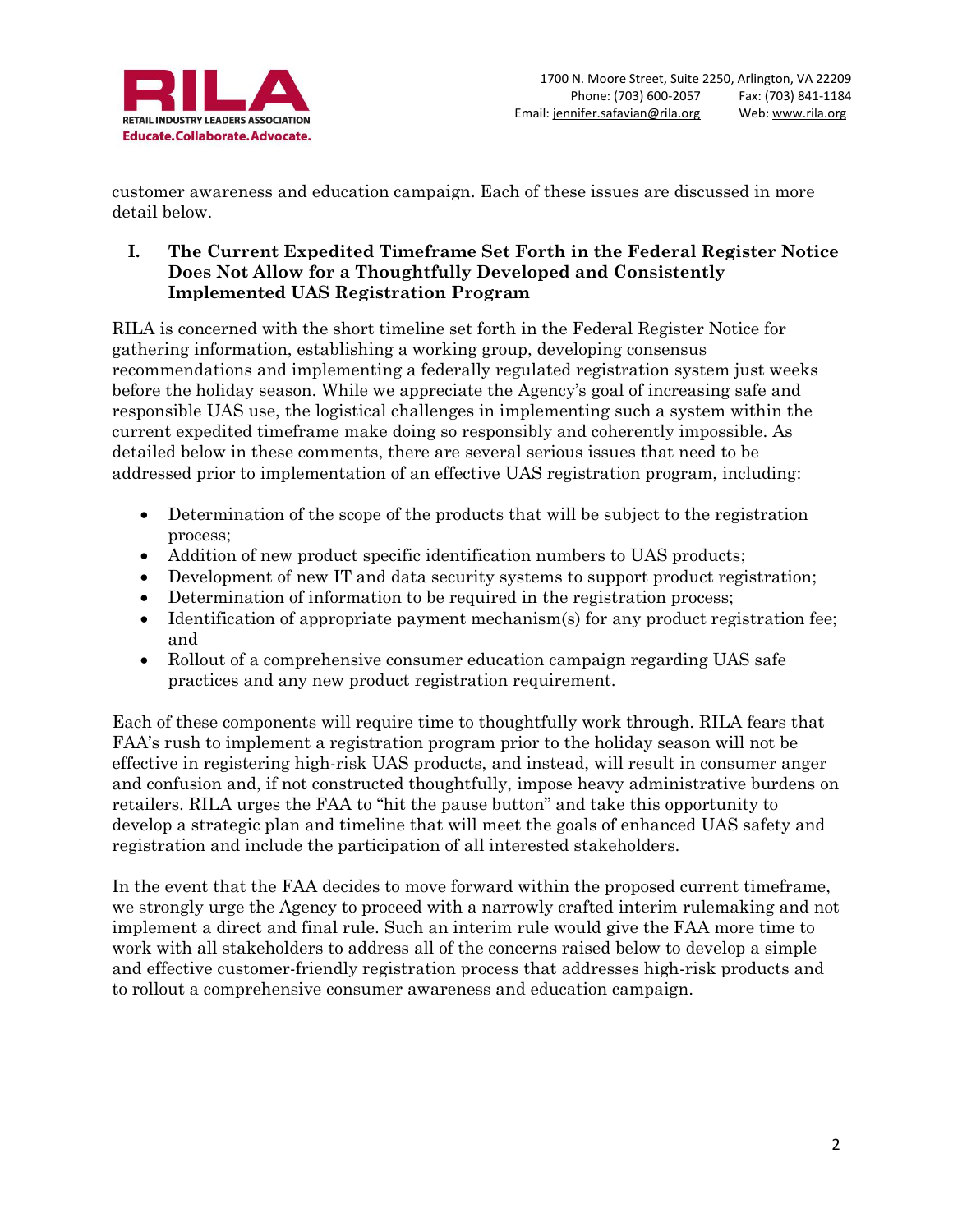customer awareness and education campaign. Each of these issues are discussed in more detail below.

## I. The Current Expedited Timeframe Set Forth in the Federal Register Notice Does Not Allow for a Thoughtfully Developed and Consistently Implemented UAS Registration Program

RILA is concerned with the short timeline set forth in the Federal Register Notice for gathering information, establishing a working group, developing consensus recommendations and implementing a federally regulated registration system just weeks before the holiday season. While we appreciate the Agency's goal of increasing safe and responsible UAS use, the logistical challenges in implementing such a system within the current expedited timeframe make doing so responsibly and coherently impossible. As detailed below in these comments, there are several serious issues that need to be addressed prior to implementation of an effective UAS registration program, including:

- Determination of the scope of the products that will be subject to the registration process;
- Addition of new product specific identification numbers to UAS products;
- Development of new IT and data security systems to support product registration;
- Determination of information to be required in the registration process;
- Identification of appropriate payment mechanism(s) for any product registration fee; and
- Rollout of a comprehensive consumer education campaign regarding UAS safe practices and any new product registration requirement.

Each of these components will require time to thoughtfully work through. RILA fears that FAA's rush to implement a registration program prior to the holiday season will not be effective in registering high-risk UAS products, and instead, will result in consumer anger and confusion and, if not constructed thoughtfully, impose heavy administrative burdens on retailers. RILA urges the FAA to "hit the pause button" and take this opportunity to develop a strategic plan and timeline that will meet the goals of enhanced UAS safety and registration and include the participation of all interested stakeholders.

In the event that the FAA decides to move forward within the proposed current timeframe, we strongly urge the Agency to proceed with a narrowly crafted interim rulemaking and not implement a direct and final rule. Such an interim rule would give the FAA more time to work with all stakeholders to address all of the concerns raised below to develop a simple and effective customer-friendly registration process that addresses high-risk products and to rollout a comprehensive consumer awareness and education campaign.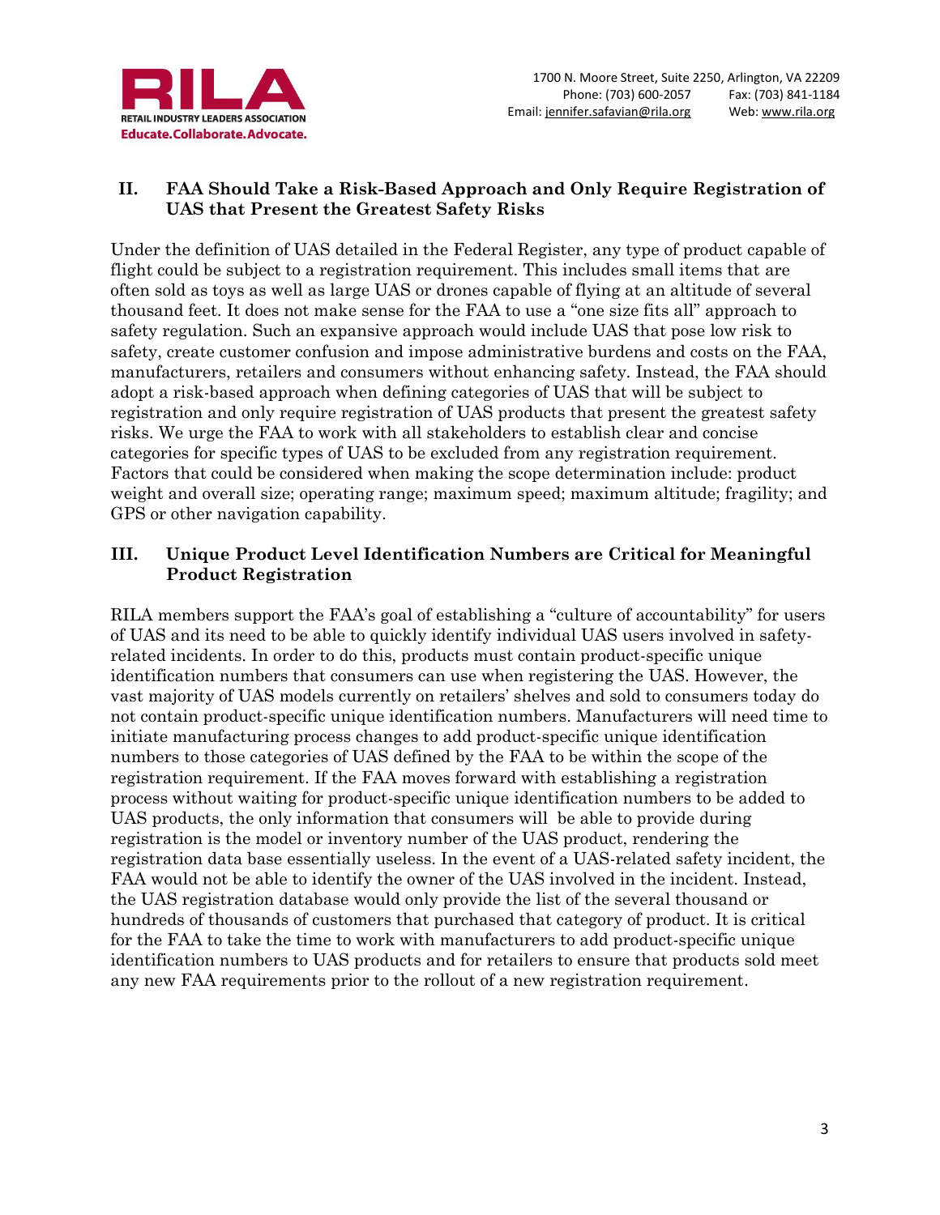## II. FAA Should Take a Risk-Based Approach and Only Require Registration of UAS that Present the Greatest Safety Risks

Under the definition of UAS detailed in the Federal Register, any type of product capable of flight could be subject to a registration requirement. This includes small items that are often sold as toys as well as large UAS or drones capable of flying at an altitude of several thousand feet. It does not make sense for the FAA to use a "one size fits all" approach to safety regulation. Such an expansive approach would include UAS that pose low risk to safety, create customer confusion and impose administrative burdens and costs on the FAA, manufacturers, retailers and consumers without enhancing safety. Instead, the FAA should adopt a risk-based approach when defining categories of UAS that will be subject to registration and only require registration of UAS products that present the greatest safety risks. We urge the FAA to work with all stakeholders to establish clear and concise categories for specific types of UAS to be excluded from any registration requirement. Factors that could be considered when making the scope determination include: product weight and overall size; operating range; maximum speed; maximum altitude; fragility; and GPS or other navigation capability.

## III. Unique Product Level Identification Numbers are Critical for Meaningful Product Registration

RILA members support the FAA's goal of establishing a "culture of accountability" for users of UAS and its need to be able to quickly identify individual UAS users involved in safety-related incidents. In order to do this, products must contain product-specific unique identification numbers that consumers can use when registering the UAS. However, the vast majority of UAS models currently on retailers' shelves and sold to consumers today do not contain product-specific unique identification numbers. Manufacturers will need time to initiate manufacturing process changes to add product-specific unique identification numbers to those categories of UAS defined by the FAA to be within the scope of the registration requirement. If the FAA moves forward with establishing a registration process without waiting for product-specific unique identification numbers to be added to UAS products, the only information that consumers will be able to provide during registration is the model or inventory number of the UAS product, rendering the registration data base essentially useless. In the event of a UAS-related safety incident, the FAA would not be able to identify the owner of the UAS involved in the incident. Instead, the UAS registration database would only provide the list of the several thousand or hundreds of thousands of customers that purchased that category of product. It is critical for the FAA to take the time to work with manufacturers to add product-specific unique identification numbers to UAS products and for retailers to ensure that products sold meet any new FAA requirements prior to the rollout of a new registration requirement.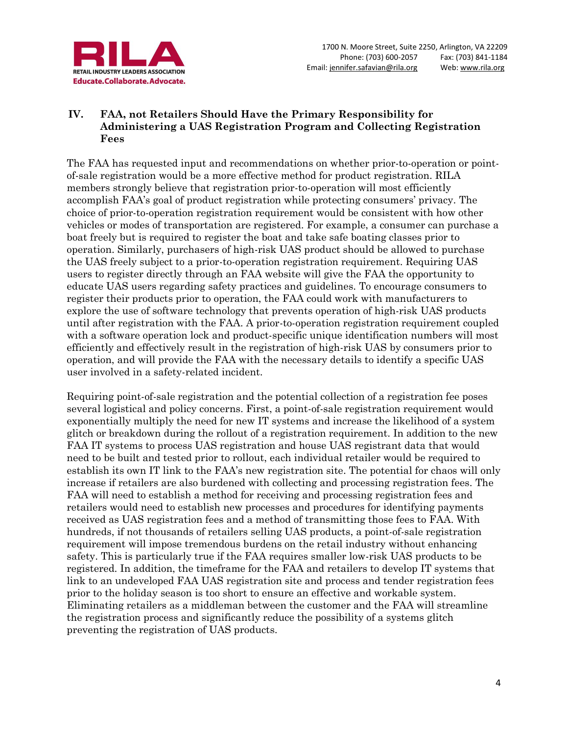## IV. FAA, not Retailers Should Have the Primary Responsibility for Administering a UAS Registration Program and Collecting Registration Fees

The FAA has requested input and recommendations on whether prior-to-operation or point-of-sale registration would be a more effective method for product registration. RILA members strongly believe that registration prior-to-operation will most efficiently accomplish FAA's goal of product registration while protecting consumers' privacy. The choice of prior-to-operation registration requirement would be consistent with how other vehicles or modes of transportation are registered. For example, a consumer can purchase a boat freely but is required to register the boat and take safe boating classes prior to operation. Similarly, purchasers of high-risk UAS product should be allowed to purchase the UAS freely subject to a prior-to-operation registration requirement. Requiring UAS users to register directly through an FAA website will give the FAA the opportunity to educate UAS users regarding safety practices and guidelines. To encourage consumers to register their products prior to operation, the FAA could work with manufacturers to explore the use of software technology that prevents operation of high-risk UAS products until after registration with the FAA. A prior-to-operation registration requirement coupled with a software operation lock and product-specific unique identification numbers will most efficiently and effectively result in the registration of high-risk UAS by consumers prior to operation, and will provide the FAA with the necessary details to identify a specific UAS user involved in a safety-related incident.

Requiring point-of-sale registration and the potential collection of a registration fee poses several logistical and policy concerns. First, a point-of-sale registration requirement would exponentially multiply the need for new IT systems and increase the likelihood of a system glitch or breakdown during the rollout of a registration requirement. In addition to the new FAA IT systems to process UAS registration and house UAS registrant data that would need to be built and tested prior to rollout, each individual retailer would be required to establish its own IT link to the FAA's new registration site. The potential for chaos will only increase if retailers are also burdened with collecting and processing registration fees. The FAA will need to establish a method for receiving and processing registration fees and retailers would need to establish new processes and procedures for identifying payments received as UAS registration fees and a method of transmitting those fees to FAA. With hundreds, if not thousands of retailers selling UAS products, a point-of-sale registration requirement will impose tremendous burdens on the retail industry without enhancing safety. This is particularly true if the FAA requires smaller low-risk UAS products to be registered. In addition, the timeframe for the FAA and retailers to develop IT systems that link to an undeveloped FAA UAS registration site and process and tender registration fees prior to the holiday season is too short to ensure an effective and workable system. Eliminating retailers as a middleman between the customer and the FAA will streamline the registration process and significantly reduce the possibility of a systems glitch preventing the registration of UAS products.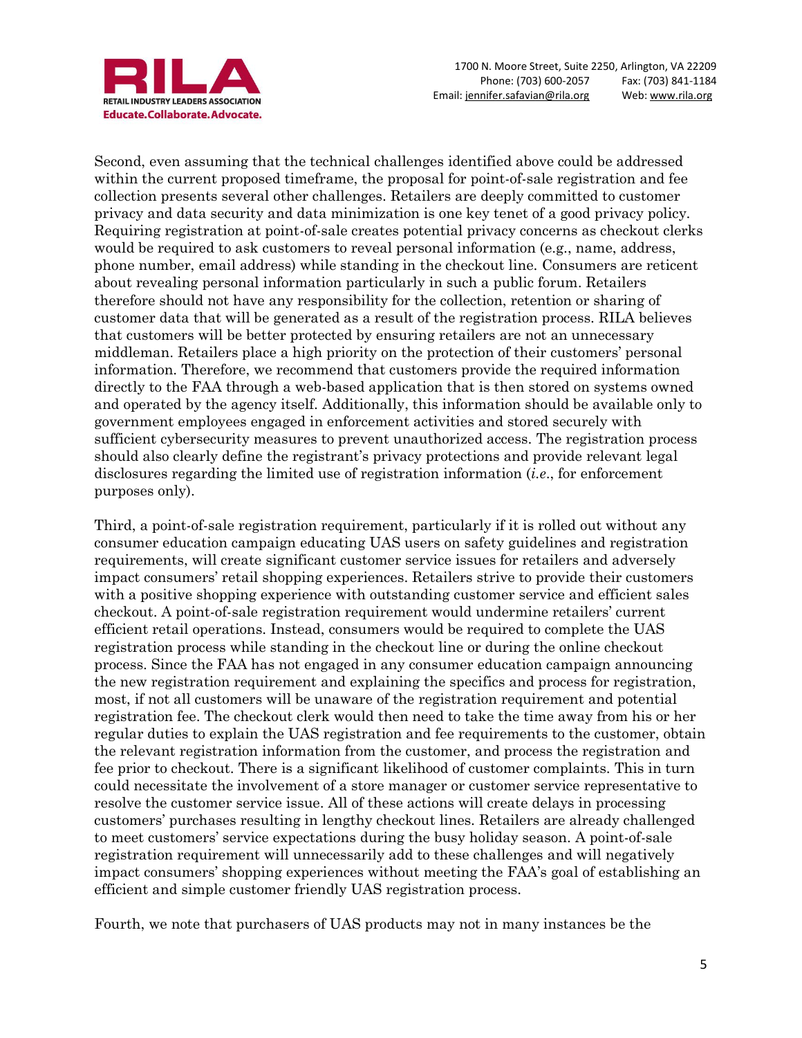Second, even assuming that the technical challenges identified above could be addressed within the current proposed timeframe, the proposal for point-of-sale registration and fee collection presents several other challenges. Retailers are deeply committed to customer privacy and data security and data minimization is one key tenet of a good privacy policy. Requiring registration at point-of-sale creates potential privacy concerns as checkout clerks would be required to ask customers to reveal personal information (e.g., name, address, phone number, email address) while standing in the checkout line. Consumers are reticent about revealing personal information particularly in such a public forum. Retailers therefore should not have any responsibility for the collection, retention or sharing of customer data that will be generated as a result of the registration process. RILA believes that customers will be better protected by ensuring retailers are not an unnecessary middleman. Retailers place a high priority on the protection of their customers' personal information. Therefore, we recommend that customers provide the required information directly to the FAA through a web-based application that is then stored on systems owned and operated by the agency itself. Additionally, this information should be available only to government employees engaged in enforcement activities and stored securely with sufficient cybersecurity measures to prevent unauthorized access. The registration process should also clearly define the registrant's privacy protections and provide relevant legal disclosures regarding the limited use of registration information (*i.e*., for enforcement purposes only).

Third, a point-of-sale registration requirement, particularly if it is rolled out without any consumer education campaign educating UAS users on safety guidelines and registration requirements, will create significant customer service issues for retailers and adversely impact consumers' retail shopping experiences. Retailers strive to provide their customers with a positive shopping experience with outstanding customer service and efficient sales checkout. A point-of-sale registration requirement would undermine retailers' current efficient retail operations. Instead, consumers would be required to complete the UAS registration process while standing in the checkout line or during the online checkout process. Since the FAA has not engaged in any consumer education campaign announcing the new registration requirement and explaining the specifics and process for registration, most, if not all customers will be unaware of the registration requirement and potential registration fee. The checkout clerk would then need to take the time away from his or her regular duties to explain the UAS registration and fee requirements to the customer, obtain the relevant registration information from the customer, and process the registration and fee prior to checkout. There is a significant likelihood of customer complaints. This in turn could necessitate the involvement of a store manager or customer service representative to resolve the customer service issue. All of these actions will create delays in processing customers' purchases resulting in lengthy checkout lines. Retailers are already challenged to meet customers' service expectations during the busy holiday season. A point-of-sale registration requirement will unnecessarily add to these challenges and will negatively impact consumers' shopping experiences without meeting the FAA's goal of establishing an efficient and simple customer friendly UAS registration process.

Fourth, we note that purchasers of UAS products may not in many instances be the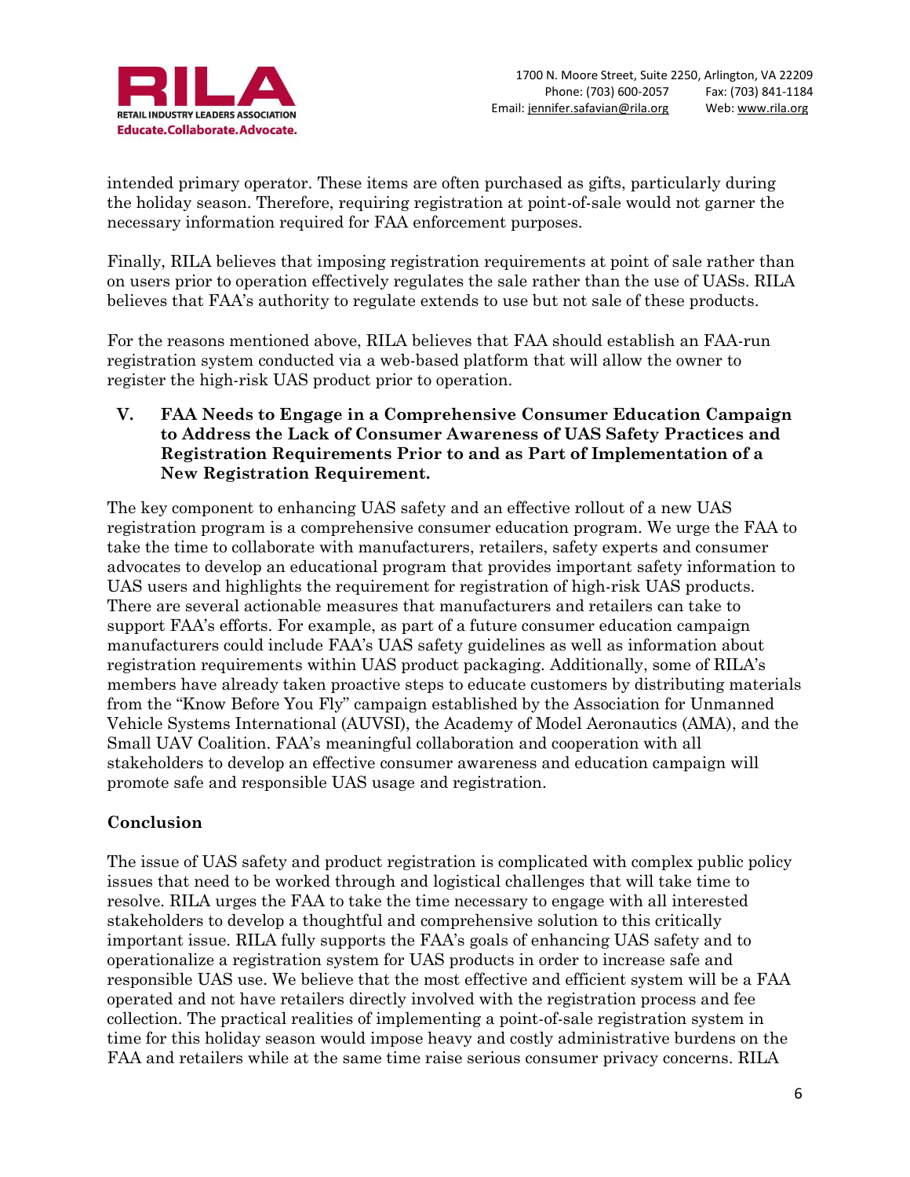intended primary operator. These items are often purchased as gifts, particularly during the holiday season. Therefore, requiring registration at point-of-sale would not garner the necessary information required for FAA enforcement purposes.

Finally, RILA believes that imposing registration requirements at point of sale rather than on users prior to operation effectively regulates the sale rather than the use of UASs. RILA believes that FAA's authority to regulate extends to use but not sale of these products.

For the reasons mentioned above, RILA believes that FAA should establish an FAA-run registration system conducted via a web-based platform that will allow the owner to register the high-risk UAS product prior to operation.

## V. FAA Needs to Engage in a Comprehensive Consumer Education Campaign to Address the Lack of Consumer Awareness of UAS Safety Practices and Registration Requirements Prior to and as Part of Implementation of a New Registration Requirement.

The key component to enhancing UAS safety and an effective rollout of a new UAS registration program is a comprehensive consumer education program. We urge the FAA to take the time to collaborate with manufacturers, retailers, safety experts and consumer advocates to develop an educational program that provides important safety information to UAS users and highlights the requirement for registration of high-risk UAS products. There are several actionable measures that manufacturers and retailers can take to support FAA's efforts. For example, as part of a future consumer education campaign manufacturers could include FAA's UAS safety guidelines as well as information about registration requirements within UAS product packaging. Additionally, some of RILA's members have already taken proactive steps to educate customers by distributing materials from the "Know Before You Fly" campaign established by the Association for Unmanned Vehicle Systems International (AUVSI), the Academy of Model Aeronautics (AMA), and the Small UAV Coalition. FAA's meaningful collaboration and cooperation with all stakeholders to develop an effective consumer awareness and education campaign will promote safe and responsible UAS usage and registration.

## Conclusion

The issue of UAS safety and product registration is complicated with complex public policy issues that need to be worked through and logistical challenges that will take time to resolve. RILA urges the FAA to take the time necessary to engage with all interested stakeholders to develop a thoughtful and comprehensive solution to this critically important issue. RILA fully supports the FAA's goals of enhancing UAS safety and to operationalize a registration system for UAS products in order to increase safe and responsible UAS use. We believe that the most effective and efficient system will be a FAA operated and not have retailers directly involved with the registration process and fee collection. The practical realities of implementing a point-of-sale registration system in time for this holiday season would impose heavy and costly administrative burdens on the FAA and retailers while at the same time raise serious consumer privacy concerns. RILA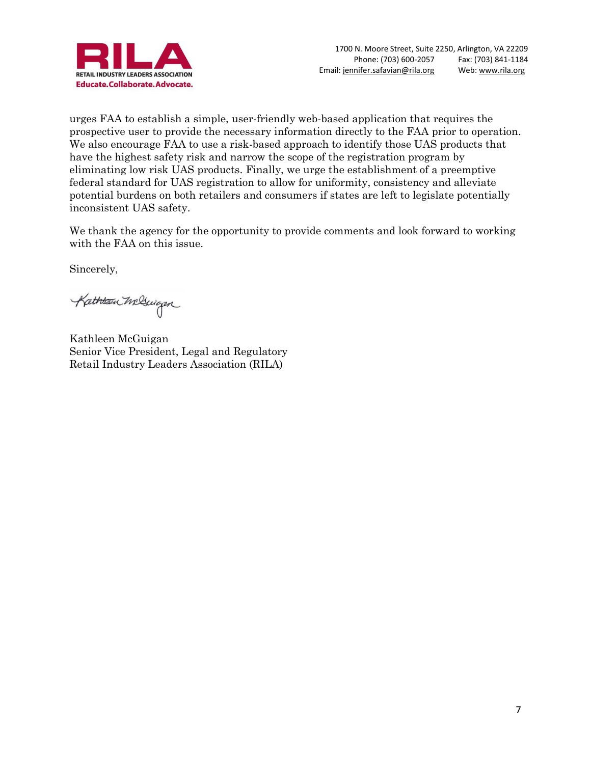urges FAA to establish a simple, user-friendly web-based application that requires the prospective user to provide the necessary information directly to the FAA prior to operation. We also encourage FAA to use a risk-based approach to identify those UAS products that have the highest safety risk and narrow the scope of the registration program by eliminating low risk UAS products. Finally, we urge the establishment of a preemptive federal standard for UAS registration to allow for uniformity, consistency and alleviate potential burdens on both retailers and consumers if states are left to legislate potentially inconsistent UAS safety.

We thank the agency for the opportunity to provide comments and look forward to working with the FAA on this issue.

Sincerely,

Kathleen McGuigan
Senior Vice President, Legal and Regulatory
Retail Industry Leaders Association (RILA)